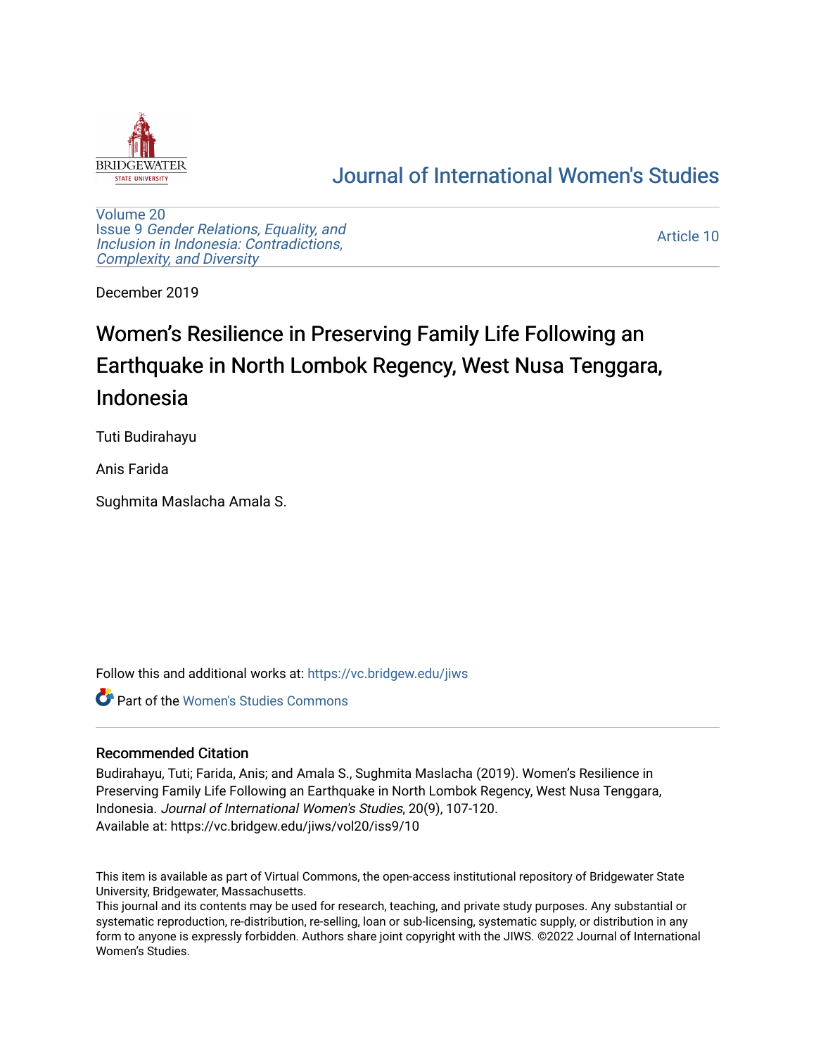Journal of International Women's Studies

Volume 20
Issue 9 *Gender Relations, Equality, and Inclusion in Indonesia: Contradictions, Complexity, and Diversity*

Article 10

December 2019

# Women's Resilience in Preserving Family Life Following an Earthquake in North Lombok Regency, West Nusa Tenggara, Indonesia

Tuti Budirahayu

Anis Farida

Sughmita Maslacha Amala S.

Follow this and additional works at: https://vc.bridgew.edu/jiws

Part of the Women's Studies Commons

## Recommended Citation

Budirahayu, Tuti; Farida, Anis; and Amala S., Sughmita Maslacha (2019). Women's Resilience in Preserving Family Life Following an Earthquake in North Lombok Regency, West Nusa Tenggara, Indonesia. *Journal of International Women's Studies*, 20(9), 107-120.
Available at: https://vc.bridgew.edu/jiws/vol20/iss9/10

This item is available as part of Virtual Commons, the open-access institutional repository of Bridgewater State University, Bridgewater, Massachusetts.
This journal and its contents may be used for research, teaching, and private study purposes. Any substantial or systematic reproduction, re-distribution, re-selling, loan or sub-licensing, systematic supply, or distribution in any form to anyone is expressly forbidden. Authors share joint copyright with the JIWS. ©2022 Journal of International Women's Studies.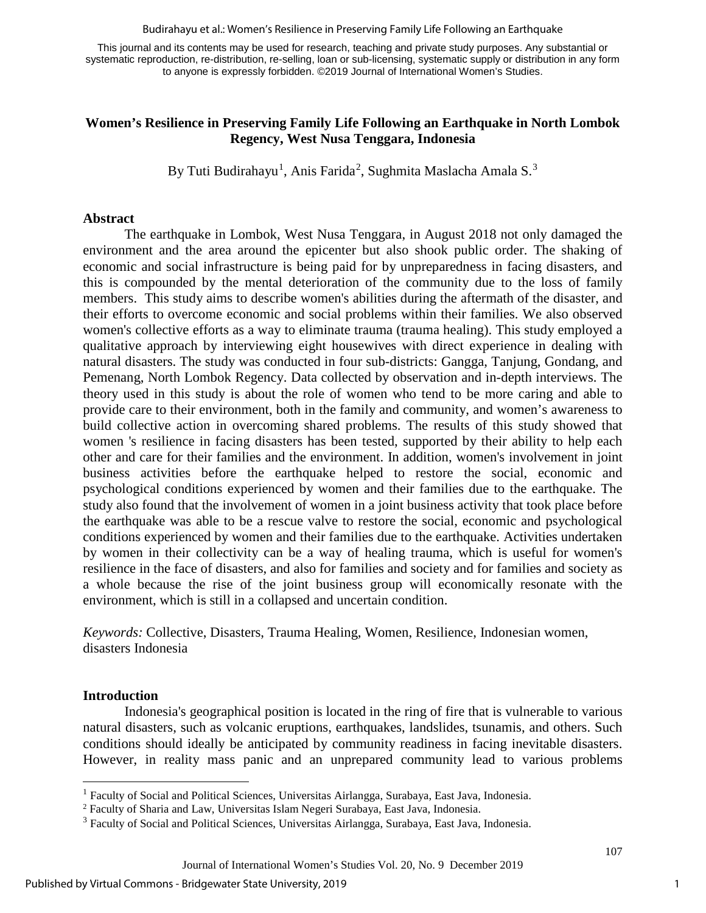# Women's Resilience in Preserving Family Life Following an Earthquake in North Lombok Regency, West Nusa Tenggara, Indonesia

By Tuti Budirahayu[1], Anis Farida[2], Sughmita Maslacha Amala S.[3]

## Abstract

The earthquake in Lombok, West Nusa Tenggara, in August 2018 not only damaged the environment and the area around the epicenter but also shook public order. The shaking of economic and social infrastructure is being paid for by unpreparedness in facing disasters, and this is compounded by the mental deterioration of the community due to the loss of family members. This study aims to describe women's abilities during the aftermath of the disaster, and their efforts to overcome economic and social problems within their families. We also observed women's collective efforts as a way to eliminate trauma (trauma healing). This study employed a qualitative approach by interviewing eight housewives with direct experience in dealing with natural disasters. The study was conducted in four sub-districts: Gangga, Tanjung, Gondang, and Pemenang, North Lombok Regency. Data collected by observation and in-depth interviews. The theory used in this study is about the role of women who tend to be more caring and able to provide care to their environment, both in the family and community, and women's awareness to build collective action in overcoming shared problems. The results of this study showed that women 's resilience in facing disasters has been tested, supported by their ability to help each other and care for their families and the environment. In addition, women's involvement in joint business activities before the earthquake helped to restore the social, economic and psychological conditions experienced by women and their families due to the earthquake. The study also found that the involvement of women in a joint business activity that took place before the earthquake was able to be a rescue valve to restore the social, economic and psychological conditions experienced by women and their families due to the earthquake. Activities undertaken by women in their collectivity can be a way of healing trauma, which is useful for women's resilience in the face of disasters, and also for families and society and for families and society as a whole because the rise of the joint business group will economically resonate with the environment, which is still in a collapsed and uncertain condition.

*Keywords:* Collective, Disasters, Trauma Healing, Women, Resilience, Indonesian women, disasters Indonesia

## Introduction

Indonesia's geographical position is located in the ring of fire that is vulnerable to various natural disasters, such as volcanic eruptions, earthquakes, landslides, tsunamis, and others. Such conditions should ideally be anticipated by community readiness in facing inevitable disasters. However, in reality mass panic and an unprepared community lead to various problems

---

[1] Faculty of Social and Political Sciences, Universitas Airlangga, Surabaya, East Java, Indonesia.

[2] Faculty of Sharia and Law, Universitas Islam Negeri Surabaya, East Java, Indonesia.

[3] Faculty of Social and Political Sciences, Universitas Airlangga, Surabaya, East Java, Indonesia.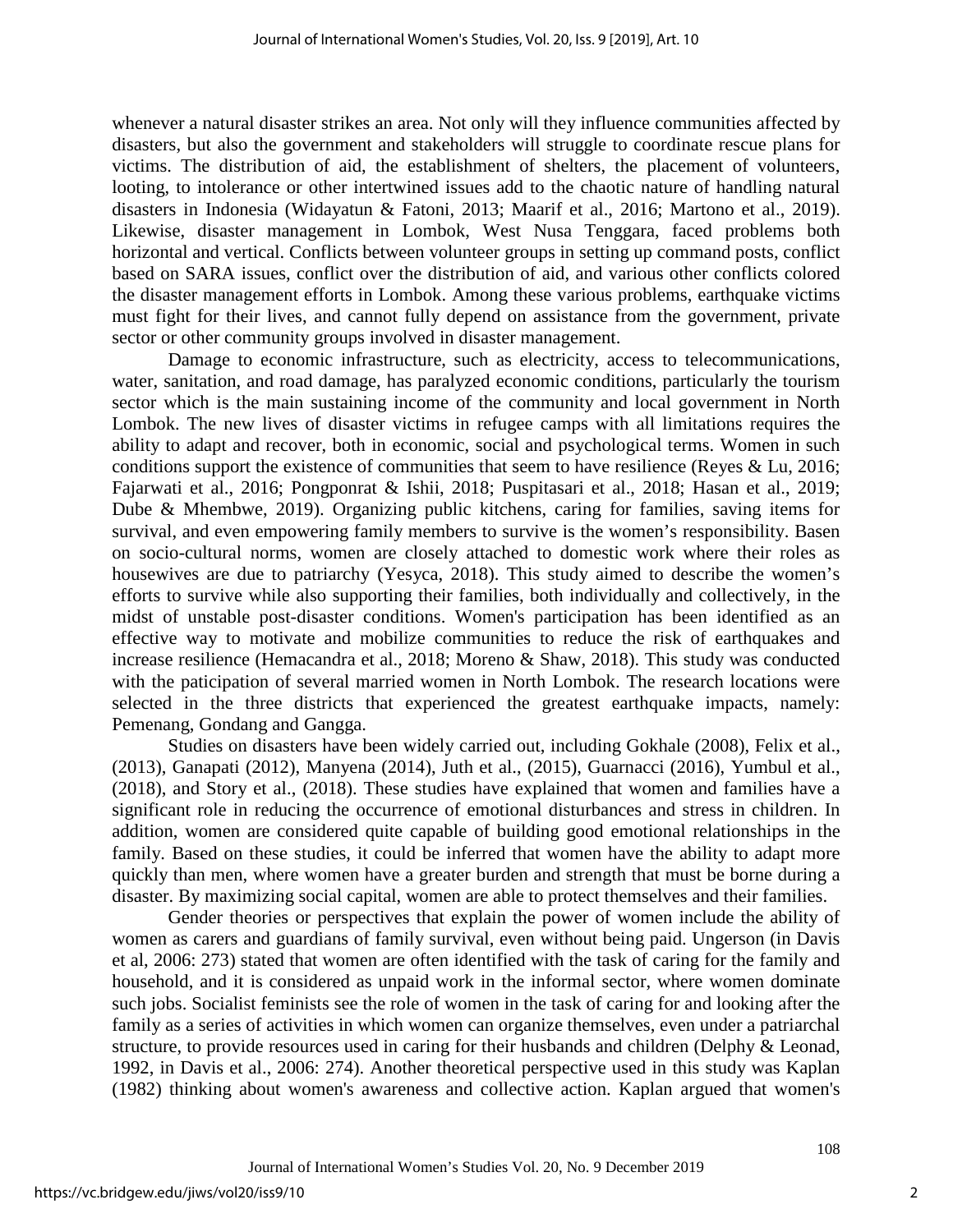whenever a natural disaster strikes an area. Not only will they influence communities affected by disasters, but also the government and stakeholders will struggle to coordinate rescue plans for victims. The distribution of aid, the establishment of shelters, the placement of volunteers, looting, to intolerance or other intertwined issues add to the chaotic nature of handling natural disasters in Indonesia (Widayatun & Fatoni, 2013; Maarif et al., 2016; Martono et al., 2019). Likewise, disaster management in Lombok, West Nusa Tenggara, faced problems both horizontal and vertical. Conflicts between volunteer groups in setting up command posts, conflict based on SARA issues, conflict over the distribution of aid, and various other conflicts colored the disaster management efforts in Lombok. Among these various problems, earthquake victims must fight for their lives, and cannot fully depend on assistance from the government, private sector or other community groups involved in disaster management.

Damage to economic infrastructure, such as electricity, access to telecommunications, water, sanitation, and road damage, has paralyzed economic conditions, particularly the tourism sector which is the main sustaining income of the community and local government in North Lombok. The new lives of disaster victims in refugee camps with all limitations requires the ability to adapt and recover, both in economic, social and psychological terms. Women in such conditions support the existence of communities that seem to have resilience (Reyes & Lu, 2016; Fajarwati et al., 2016; Pongponrat & Ishii, 2018; Puspitasari et al., 2018; Hasan et al., 2019; Dube & Mhembwe, 2019). Organizing public kitchens, caring for families, saving items for survival, and even empowering family members to survive is the women's responsibility. Basen on socio-cultural norms, women are closely attached to domestic work where their roles as housewives are due to patriarchy (Yesyca, 2018). This study aimed to describe the women's efforts to survive while also supporting their families, both individually and collectively, in the midst of unstable post-disaster conditions. Women's participation has been identified as an effective way to motivate and mobilize communities to reduce the risk of earthquakes and increase resilience (Hemacandra et al., 2018; Moreno & Shaw, 2018). This study was conducted with the paticipation of several married women in North Lombok. The research locations were selected in the three districts that experienced the greatest earthquake impacts, namely: Pemenang, Gondang and Gangga.

Studies on disasters have been widely carried out, including Gokhale (2008), Felix et al., (2013), Ganapati (2012), Manyena (2014), Juth et al., (2015), Guarnacci (2016), Yumbul et al., (2018), and Story et al., (2018). These studies have explained that women and families have a significant role in reducing the occurrence of emotional disturbances and stress in children. In addition, women are considered quite capable of building good emotional relationships in the family. Based on these studies, it could be inferred that women have the ability to adapt more quickly than men, where women have a greater burden and strength that must be borne during a disaster. By maximizing social capital, women are able to protect themselves and their families.

Gender theories or perspectives that explain the power of women include the ability of women as carers and guardians of family survival, even without being paid. Ungerson (in Davis et al, 2006: 273) stated that women are often identified with the task of caring for the family and household, and it is considered as unpaid work in the informal sector, where women dominate such jobs. Socialist feminists see the role of women in the task of caring for and looking after the family as a series of activities in which women can organize themselves, even under a patriarchal structure, to provide resources used in caring for their husbands and children (Delphy & Leonad, 1992, in Davis et al., 2006: 274). Another theoretical perspective used in this study was Kaplan (1982) thinking about women's awareness and collective action. Kaplan argued that women's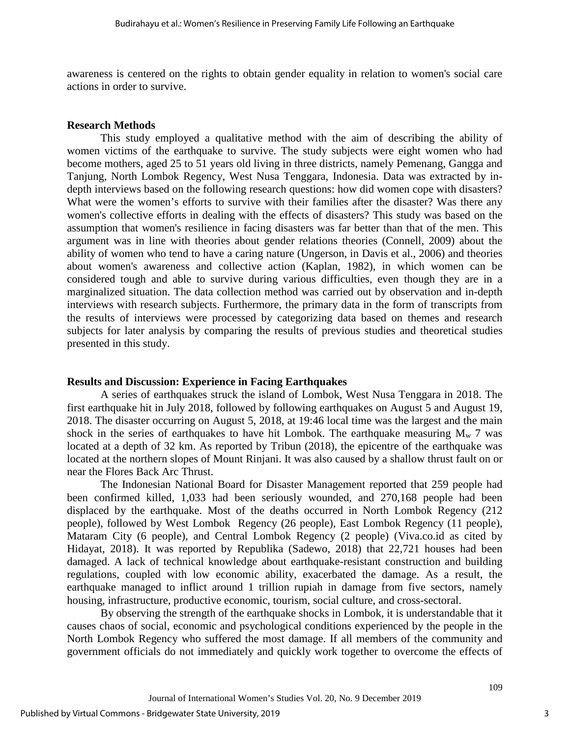awareness is centered on the rights to obtain gender equality in relation to women's social care actions in order to survive.

## Research Methods

This study employed a qualitative method with the aim of describing the ability of women victims of the earthquake to survive. The study subjects were eight women who had become mothers, aged 25 to 51 years old living in three districts, namely Pemenang, Gangga and Tanjung, North Lombok Regency, West Nusa Tenggara, Indonesia. Data was extracted by in-depth interviews based on the following research questions: how did women cope with disasters? What were the women's efforts to survive with their families after the disaster? Was there any women's collective efforts in dealing with the effects of disasters? This study was based on the assumption that women's resilience in facing disasters was far better than that of the men. This argument was in line with theories about gender relations theories (Connell, 2009) about the ability of women who tend to have a caring nature (Ungerson, in Davis et al., 2006) and theories about women's awareness and collective action (Kaplan, 1982), in which women can be considered tough and able to survive during various difficulties, even though they are in a marginalized situation. The data collection method was carried out by observation and in-depth interviews with research subjects. Furthermore, the primary data in the form of transcripts from the results of interviews were processed by categorizing data based on themes and research subjects for later analysis by comparing the results of previous studies and theoretical studies presented in this study.

## Results and Discussion: Experience in Facing Earthquakes

A series of earthquakes struck the island of Lombok, West Nusa Tenggara in 2018. The first earthquake hit in July 2018, followed by following earthquakes on August 5 and August 19, 2018. The disaster occurring on August 5, 2018, at 19:46 local time was the largest and the main shock in the series of earthquakes to have hit Lombok. The earthquake measuring $M_w$ 7 was located at a depth of 32 km. As reported by Tribun (2018), the epicentre of the earthquake was located at the northern slopes of Mount Rinjani. It was also caused by a shallow thrust fault on or near the Flores Back Arc Thrust.

The Indonesian National Board for Disaster Management reported that 259 people had been confirmed killed, 1,033 had been seriously wounded, and 270,168 people had been displaced by the earthquake. Most of the deaths occurred in North Lombok Regency (212 people), followed by West Lombok Regency (26 people), East Lombok Regency (11 people), Mataram City (6 people), and Central Lombok Regency (2 people) (Viva.co.id as cited by Hidayat, 2018). It was reported by Republika (Sadewo, 2018) that 22,721 houses had been damaged. A lack of technical knowledge about earthquake-resistant construction and building regulations, coupled with low economic ability, exacerbated the damage. As a result, the earthquake managed to inflict around 1 trillion rupiah in damage from five sectors, namely housing, infrastructure, productive economic, tourism, social culture, and cross-sectoral.

By observing the strength of the earthquake shocks in Lombok, it is understandable that it causes chaos of social, economic and psychological conditions experienced by the people in the North Lombok Regency who suffered the most damage. If all members of the community and government officials do not immediately and quickly work together to overcome the effects of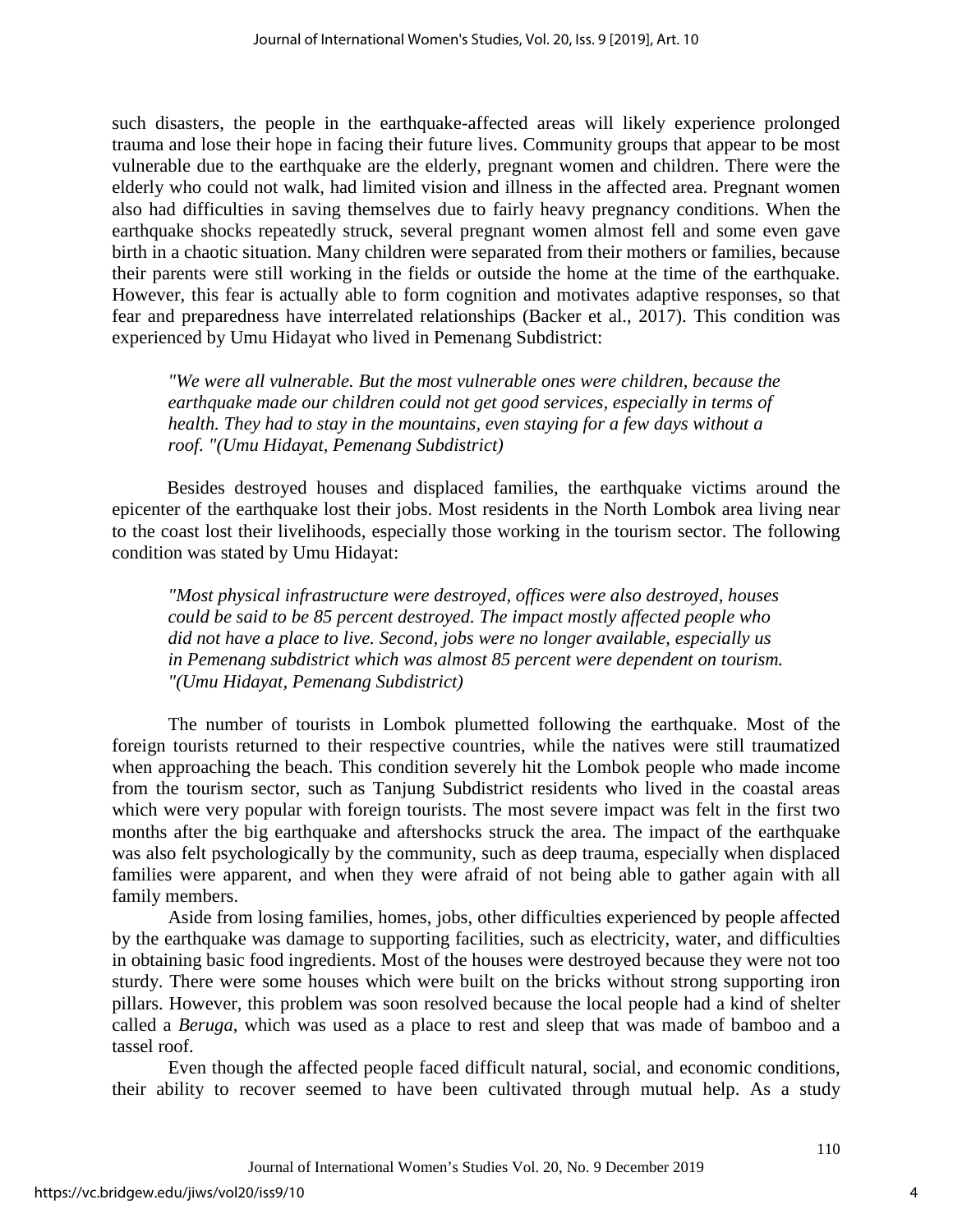such disasters, the people in the earthquake-affected areas will likely experience prolonged trauma and lose their hope in facing their future lives. Community groups that appear to be most vulnerable due to the earthquake are the elderly, pregnant women and children. There were the elderly who could not walk, had limited vision and illness in the affected area. Pregnant women also had difficulties in saving themselves due to fairly heavy pregnancy conditions. When the earthquake shocks repeatedly struck, several pregnant women almost fell and some even gave birth in a chaotic situation. Many children were separated from their mothers or families, because their parents were still working in the fields or outside the home at the time of the earthquake. However, this fear is actually able to form cognition and motivates adaptive responses, so that fear and preparedness have interrelated relationships (Backer et al., 2017). This condition was experienced by Umu Hidayat who lived in Pemenang Subdistrict:

> *"We were all vulnerable. But the most vulnerable ones were children, because the earthquake made our children could not get good services, especially in terms of health. They had to stay in the mountains, even staying for a few days without a roof. "(Umu Hidayat, Pemenang Subdistrict)*

Besides destroyed houses and displaced families, the earthquake victims around the epicenter of the earthquake lost their jobs. Most residents in the North Lombok area living near to the coast lost their livelihoods, especially those working in the tourism sector. The following condition was stated by Umu Hidayat:

> *"Most physical infrastructure were destroyed, offices were also destroyed, houses could be said to be 85 percent destroyed. The impact mostly affected people who did not have a place to live. Second, jobs were no longer available, especially us in Pemenang subdistrict which was almost 85 percent were dependent on tourism. "(Umu Hidayat, Pemenang Subdistrict)*

The number of tourists in Lombok plummetted following the earthquake. Most of the foreign tourists returned to their respective countries, while the natives were still traumatized when approaching the beach. This condition severely hit the Lombok people who made income from the tourism sector, such as Tanjung Subdistrict residents who lived in the coastal areas which were very popular with foreign tourists. The most severe impact was felt in the first two months after the big earthquake and aftershocks struck the area. The impact of the earthquake was also felt psychologically by the community, such as deep trauma, especially when displaced families were apparent, and when they were afraid of not being able to gather again with all family members.

Aside from losing families, homes, jobs, other difficulties experienced by people affected by the earthquake was damage to supporting facilities, such as electricity, water, and difficulties in obtaining basic food ingredients. Most of the houses were destroyed because they were not too sturdy. There were some houses which were built on the bricks without strong supporting iron pillars. However, this problem was soon resolved because the local people had a kind of shelter called a *Beruga*, which was used as a place to rest and sleep that was made of bamboo and a tassel roof.

Even though the affected people faced difficult natural, social, and economic conditions, their ability to recover seemed to have been cultivated through mutual help. As a study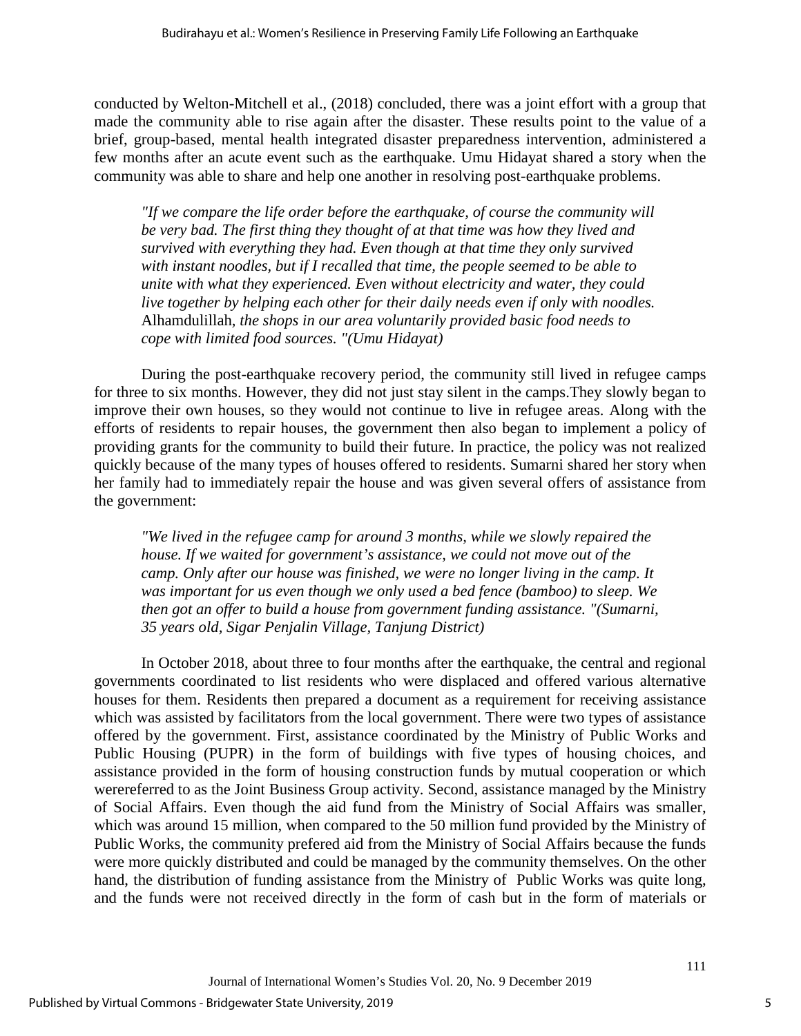conducted by Welton-Mitchell et al., (2018) concluded, there was a joint effort with a group that made the community able to rise again after the disaster. These results point to the value of a brief, group-based, mental health integrated disaster preparedness intervention, administered a few months after an acute event such as the earthquake. Umu Hidayat shared a story when the community was able to share and help one another in resolving post-earthquake problems.

> *"If we compare the life order before the earthquake, of course the community will be very bad. The first thing they thought of at that time was how they lived and survived with everything they had. Even though at that time they only survived with instant noodles, but if I recalled that time, the people seemed to be able to unite with what they experienced. Even without electricity and water, they could live together by helping each other for their daily needs even if only with noodles.* Alhamdulillah*, the shops in our area voluntarily provided basic food needs to cope with limited food sources. "(Umu Hidayat)*

During the post-earthquake recovery period, the community still lived in refugee camps for three to six months. However, they did not just stay silent in the camps.They slowly began to improve their own houses, so they would not continue to live in refugee areas. Along with the efforts of residents to repair houses, the government then also began to implement a policy of providing grants for the community to build their future. In practice, the policy was not realized quickly because of the many types of houses offered to residents. Sumarni shared her story when her family had to immediately repair the house and was given several offers of assistance from the government:

> *"We lived in the refugee camp for around 3 months, while we slowly repaired the house. If we waited for government's assistance, we could not move out of the camp. Only after our house was finished, we were no longer living in the camp. It was important for us even though we only used a bed fence (bamboo) to sleep. We then got an offer to build a house from government funding assistance. "(Sumarni, 35 years old, Sigar Penjalin Village, Tanjung District)*

In October 2018, about three to four months after the earthquake, the central and regional governments coordinated to list residents who were displaced and offered various alternative houses for them. Residents then prepared a document as a requirement for receiving assistance which was assisted by facilitators from the local government. There were two types of assistance offered by the government. First, assistance coordinated by the Ministry of Public Works and Public Housing (PUPR) in the form of buildings with five types of housing choices, and assistance provided in the form of housing construction funds by mutual cooperation or which werereferred to as the Joint Business Group activity. Second, assistance managed by the Ministry of Social Affairs. Even though the aid fund from the Ministry of Social Affairs was smaller, which was around 15 million, when compared to the 50 million fund provided by the Ministry of Public Works, the community prefered aid from the Ministry of Social Affairs because the funds were more quickly distributed and could be managed by the community themselves. On the other hand, the distribution of funding assistance from the Ministry of Public Works was quite long, and the funds were not received directly in the form of cash but in the form of materials or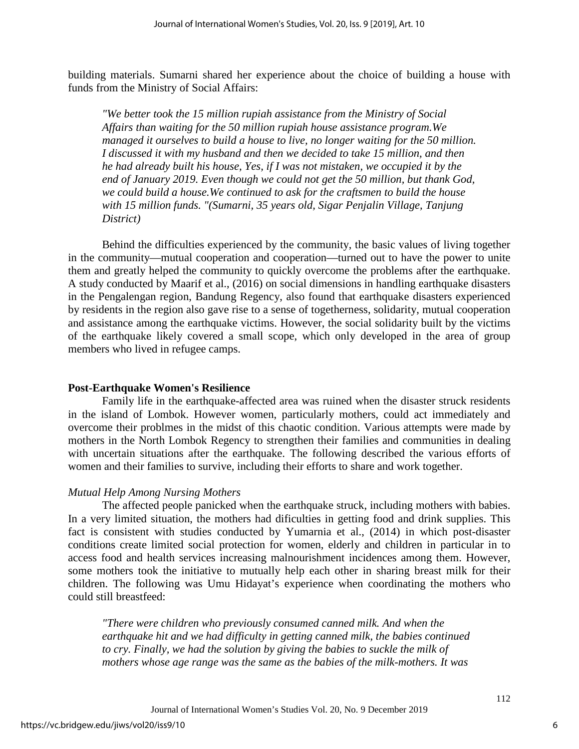building materials. Sumarni shared her experience about the choice of building a house with funds from the Ministry of Social Affairs:

> *"We better took the 15 million rupiah assistance from the Ministry of Social Affairs than waiting for the 50 million rupiah house assistance program.We managed it ourselves to build a house to live, no longer waiting for the 50 million. I discussed it with my husband and then we decided to take 15 million, and then he had already built his house, Yes, if I was not mistaken, we occupied it by the end of January 2019. Even though we could not get the 50 million, but thank God, we could build a house.We continued to ask for the craftsmen to build the house with 15 million funds. "(Sumarni, 35 years old, Sigar Penjalin Village, Tanjung District)*

Behind the difficulties experienced by the community, the basic values of living together in the community—mutual cooperation and cooperation—turned out to have the power to unite them and greatly helped the community to quickly overcome the problems after the earthquake. A study conducted by Maarif et al., (2016) on social dimensions in handling earthquake disasters in the Pengalengan region, Bandung Regency, also found that earthquake disasters experienced by residents in the region also gave rise to a sense of togetherness, solidarity, mutual cooperation and assistance among the earthquake victims. However, the social solidarity built by the victims of the earthquake likely covered a small scope, which only developed in the area of group members who lived in refugee camps.

**Post-Earthquake Women's Resilience**

Family life in the earthquake-affected area was ruined when the disaster struck residents in the island of Lombok. However women, particularly mothers, could act immediately and overcome their problmes in the midst of this chaotic condition. Various attempts were made by mothers in the North Lombok Regency to strengthen their families and communities in dealing with uncertain situations after the earthquake. The following described the various efforts of women and their families to survive, including their efforts to share and work together.

*Mutual Help Among Nursing Mothers*

The affected people panicked when the earthquake struck, including mothers with babies. In a very limited situation, the mothers had dificulties in getting food and drink supplies. This fact is consistent with studies conducted by Yumarnia et al., (2014) in which post-disaster conditions create limited social protection for women, elderly and children in particular in to access food and health services increasing malnourishment incidences among them. However, some mothers took the initiative to mutually help each other in sharing breast milk for their children. The following was Umu Hidayat's experience when coordinating the mothers who could still breastfeed:

> *"There were children who previously consumed canned milk. And when the earthquake hit and we had difficulty in getting canned milk, the babies continued to cry. Finally, we had the solution by giving the babies to suckle the milk of mothers whose age range was the same as the babies of the milk-mothers. It was*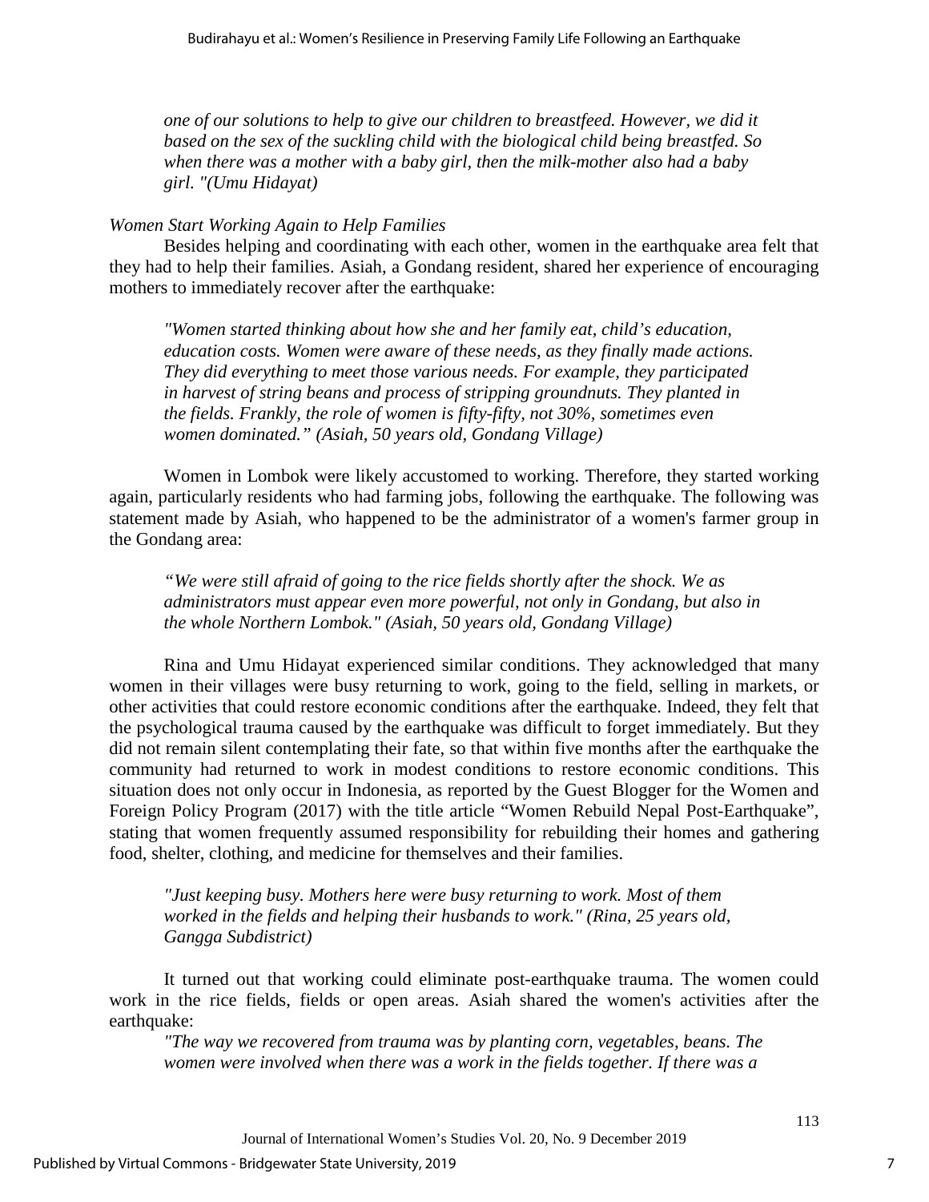> *one of our solutions to help to give our children to breastfeed. However, we did it based on the sex of the suckling child with the biological child being breastfed. So when there was a mother with a baby girl, then the milk-mother also had a baby girl. "(Umu Hidayat)*

*Women Start Working Again to Help Families*

Besides helping and coordinating with each other, women in the earthquake area felt that they had to help their families. Asiah, a Gondang resident, shared her experience of encouraging mothers to immediately recover after the earthquake:

> *"Women started thinking about how she and her family eat, child's education, education costs. Women were aware of these needs, as they finally made actions. They did everything to meet those various needs. For example, they participated in harvest of string beans and process of stripping groundnuts. They planted in the fields. Frankly, the role of women is fifty-fifty, not 30%, sometimes even women dominated." (Asiah, 50 years old, Gondang Village)*

Women in Lombok were likely accustomed to working. Therefore, they started working again, particularly residents who had farming jobs, following the earthquake. The following was statement made by Asiah, who happened to be the administrator of a women's farmer group in the Gondang area:

> *"We were still afraid of going to the rice fields shortly after the shock. We as administrators must appear even more powerful, not only in Gondang, but also in the whole Northern Lombok." (Asiah, 50 years old, Gondang Village)*

Rina and Umu Hidayat experienced similar conditions. They acknowledged that many women in their villages were busy returning to work, going to the field, selling in markets, or other activities that could restore economic conditions after the earthquake. Indeed, they felt that the psychological trauma caused by the earthquake was difficult to forget immediately. But they did not remain silent contemplating their fate, so that within five months after the earthquake the community had returned to work in modest conditions to restore economic conditions. This situation does not only occur in Indonesia, as reported by the Guest Blogger for the Women and Foreign Policy Program (2017) with the title article "Women Rebuild Nepal Post-Earthquake", stating that women frequently assumed responsibility for rebuilding their homes and gathering food, shelter, clothing, and medicine for themselves and their families.

> *"Just keeping busy. Mothers here were busy returning to work. Most of them worked in the fields and helping their husbands to work." (Rina, 25 years old, Gangga Subdistrict)*

It turned out that working could eliminate post-earthquake trauma. The women could work in the rice fields, fields or open areas. Asiah shared the women's activities after the earthquake:

> *"The way we recovered from trauma was by planting corn, vegetables, beans. The women were involved when there was a work in the fields together. If there was a*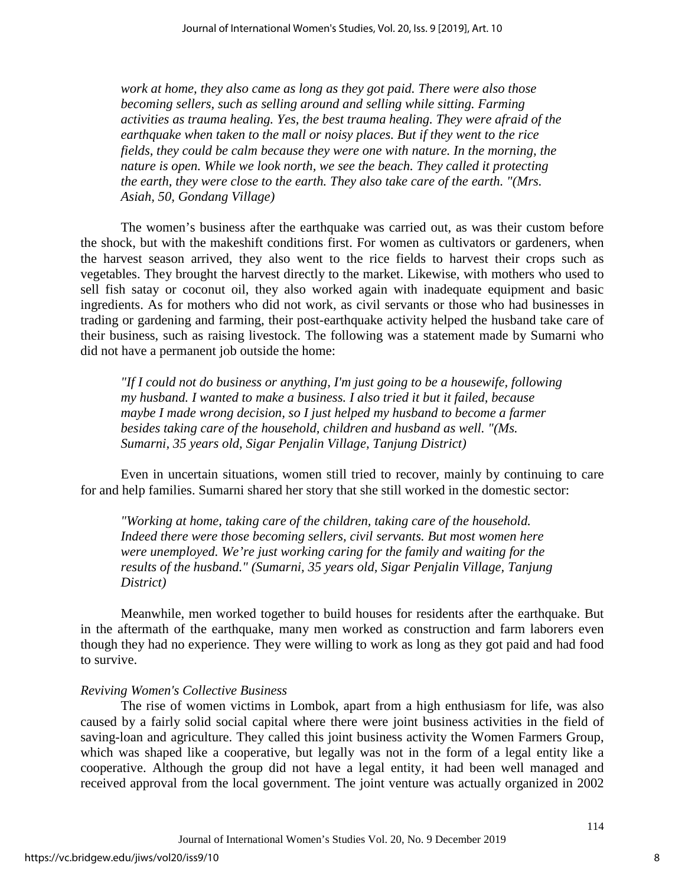*work at home, they also came as long as they got paid. There were also those becoming sellers, such as selling around and selling while sitting. Farming activities as trauma healing. Yes, the best trauma healing. They were afraid of the earthquake when taken to the mall or noisy places. But if they went to the rice fields, they could be calm because they were one with nature. In the morning, the nature is open. While we look north, we see the beach. They called it protecting the earth, they were close to the earth. They also take care of the earth. "(Mrs. Asiah, 50, Gondang Village)*

The women's business after the earthquake was carried out, as was their custom before the shock, but with the makeshift conditions first. For women as cultivators or gardeners, when the harvest season arrived, they also went to the rice fields to harvest their crops such as vegetables. They brought the harvest directly to the market. Likewise, with mothers who used to sell fish satay or coconut oil, they also worked again with inadequate equipment and basic ingredients. As for mothers who did not work, as civil servants or those who had businesses in trading or gardening and farming, their post-earthquake activity helped the husband take care of their business, such as raising livestock. The following was a statement made by Sumarni who did not have a permanent job outside the home:

*"If I could not do business or anything, I'm just going to be a housewife, following my husband. I wanted to make a business. I also tried it but it failed, because maybe I made wrong decision, so I just helped my husband to become a farmer besides taking care of the household, children and husband as well. "(Ms. Sumarni, 35 years old, Sigar Penjalin Village, Tanjung District)*

Even in uncertain situations, women still tried to recover, mainly by continuing to care for and help families. Sumarni shared her story that she still worked in the domestic sector:

*"Working at home, taking care of the children, taking care of the household. Indeed there were those becoming sellers, civil servants. But most women here were unemployed. We're just working caring for the family and waiting for the results of the husband." (Sumarni, 35 years old, Sigar Penjalin Village, Tanjung District)*

Meanwhile, men worked together to build houses for residents after the earthquake. But in the aftermath of the earthquake, many men worked as construction and farm laborers even though they had no experience. They were willing to work as long as they got paid and had food to survive.

*Reviving Women's Collective Business*

The rise of women victims in Lombok, apart from a high enthusiasm for life, was also caused by a fairly solid social capital where there were joint business activities in the field of saving-loan and agriculture. They called this joint business activity the Women Farmers Group, which was shaped like a cooperative, but legally was not in the form of a legal entity like a cooperative. Although the group did not have a legal entity, it had been well managed and received approval from the local government. The joint venture was actually organized in 2002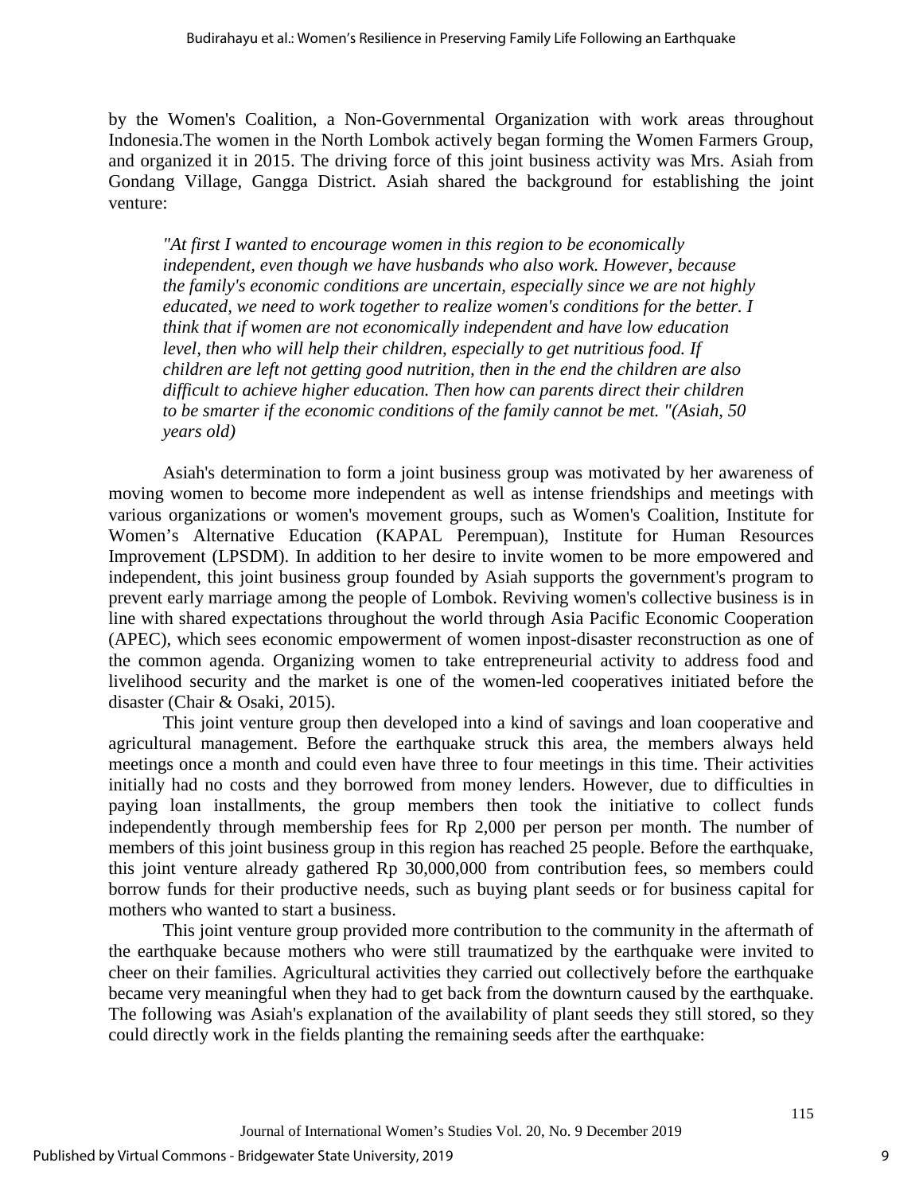by the Women's Coalition, a Non-Governmental Organization with work areas throughout Indonesia.The women in the North Lombok actively began forming the Women Farmers Group, and organized it in 2015. The driving force of this joint business activity was Mrs. Asiah from Gondang Village, Gangga District. Asiah shared the background for establishing the joint venture:

> *"At first I wanted to encourage women in this region to be economically independent, even though we have husbands who also work. However, because the family's economic conditions are uncertain, especially since we are not highly educated, we need to work together to realize women's conditions for the better. I think that if women are not economically independent and have low education level, then who will help their children, especially to get nutritious food. If children are left not getting good nutrition, then in the end the children are also difficult to achieve higher education. Then how can parents direct their children to be smarter if the economic conditions of the family cannot be met. "(Asiah, 50 years old)*

Asiah's determination to form a joint business group was motivated by her awareness of moving women to become more independent as well as intense friendships and meetings with various organizations or women's movement groups, such as Women's Coalition, Institute for Women's Alternative Education (KAPAL Perempuan), Institute for Human Resources Improvement (LPSDM). In addition to her desire to invite women to be more empowered and independent, this joint business group founded by Asiah supports the government's program to prevent early marriage among the people of Lombok. Reviving women's collective business is in line with shared expectations throughout the world through Asia Pacific Economic Cooperation (APEC), which sees economic empowerment of women inpost-disaster reconstruction as one of the common agenda. Organizing women to take entrepreneurial activity to address food and livelihood security and the market is one of the women-led cooperatives initiated before the disaster (Chair & Osaki, 2015).

This joint venture group then developed into a kind of savings and loan cooperative and agricultural management. Before the earthquake struck this area, the members always held meetings once a month and could even have three to four meetings in this time. Their activities initially had no costs and they borrowed from money lenders. However, due to difficulties in paying loan installments, the group members then took the initiative to collect funds independently through membership fees for Rp 2,000 per person per month. The number of members of this joint business group in this region has reached 25 people. Before the earthquake, this joint venture already gathered Rp 30,000,000 from contribution fees, so members could borrow funds for their productive needs, such as buying plant seeds or for business capital for mothers who wanted to start a business.

This joint venture group provided more contribution to the community in the aftermath of the earthquake because mothers who were still traumatized by the earthquake were invited to cheer on their families. Agricultural activities they carried out collectively before the earthquake became very meaningful when they had to get back from the downturn caused by the earthquake. The following was Asiah's explanation of the availability of plant seeds they still stored, so they could directly work in the fields planting the remaining seeds after the earthquake: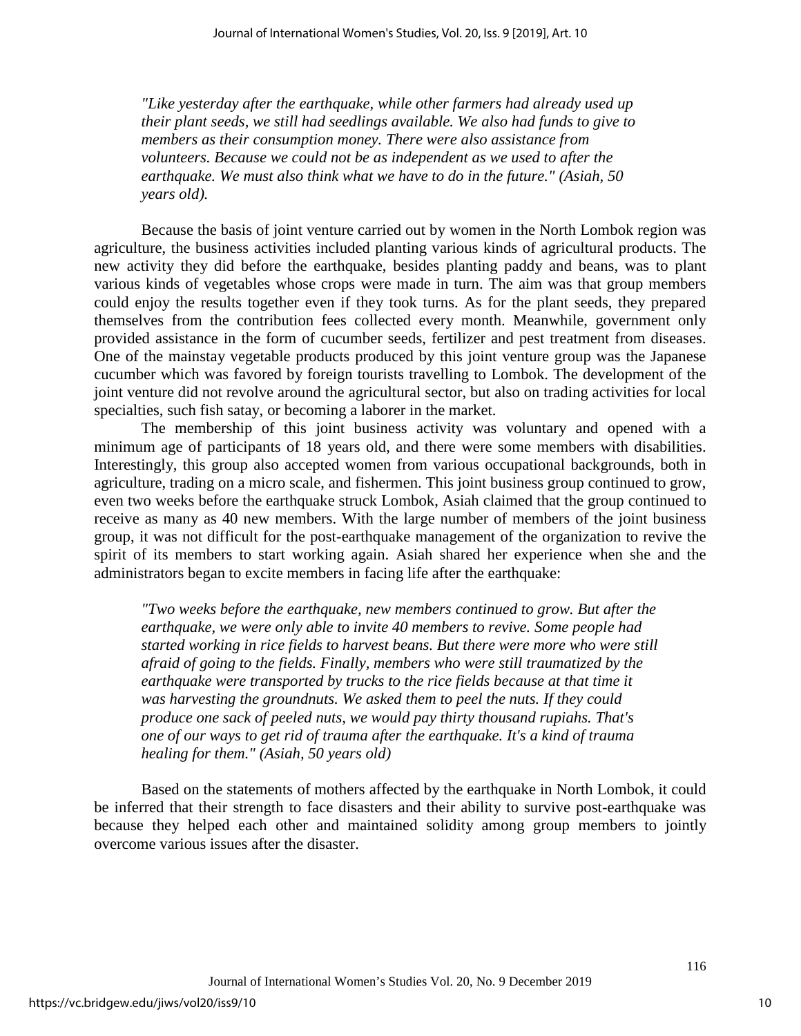*"Like yesterday after the earthquake, while other farmers had already used up their plant seeds, we still had seedlings available. We also had funds to give to members as their consumption money. There were also assistance from volunteers. Because we could not be as independent as we used to after the earthquake. We must also think what we have to do in the future." (Asiah, 50 years old).*

Because the basis of joint venture carried out by women in the North Lombok region was agriculture, the business activities included planting various kinds of agricultural products. The new activity they did before the earthquake, besides planting paddy and beans, was to plant various kinds of vegetables whose crops were made in turn. The aim was that group members could enjoy the results together even if they took turns. As for the plant seeds, they prepared themselves from the contribution fees collected every month. Meanwhile, government only provided assistance in the form of cucumber seeds, fertilizer and pest treatment from diseases. One of the mainstay vegetable products produced by this joint venture group was the Japanese cucumber which was favored by foreign tourists travelling to Lombok. The development of the joint venture did not revolve around the agricultural sector, but also on trading activities for local specialties, such fish satay, or becoming a laborer in the market.

The membership of this joint business activity was voluntary and opened with a minimum age of participants of 18 years old, and there were some members with disabilities. Interestingly, this group also accepted women from various occupational backgrounds, both in agriculture, trading on a micro scale, and fishermen. This joint business group continued to grow, even two weeks before the earthquake struck Lombok, Asiah claimed that the group continued to receive as many as 40 new members. With the large number of members of the joint business group, it was not difficult for the post-earthquake management of the organization to revive the spirit of its members to start working again. Asiah shared her experience when she and the administrators began to excite members in facing life after the earthquake:

*"Two weeks before the earthquake, new members continued to grow. But after the earthquake, we were only able to invite 40 members to revive. Some people had started working in rice fields to harvest beans. But there were more who were still afraid of going to the fields. Finally, members who were still traumatized by the earthquake were transported by trucks to the rice fields because at that time it was harvesting the groundnuts. We asked them to peel the nuts. If they could produce one sack of peeled nuts, we would pay thirty thousand rupiahs. That's one of our ways to get rid of trauma after the earthquake. It's a kind of trauma healing for them." (Asiah, 50 years old)*

Based on the statements of mothers affected by the earthquake in North Lombok, it could be inferred that their strength to face disasters and their ability to survive post-earthquake was because they helped each other and maintained solidity among group members to jointly overcome various issues after the disaster.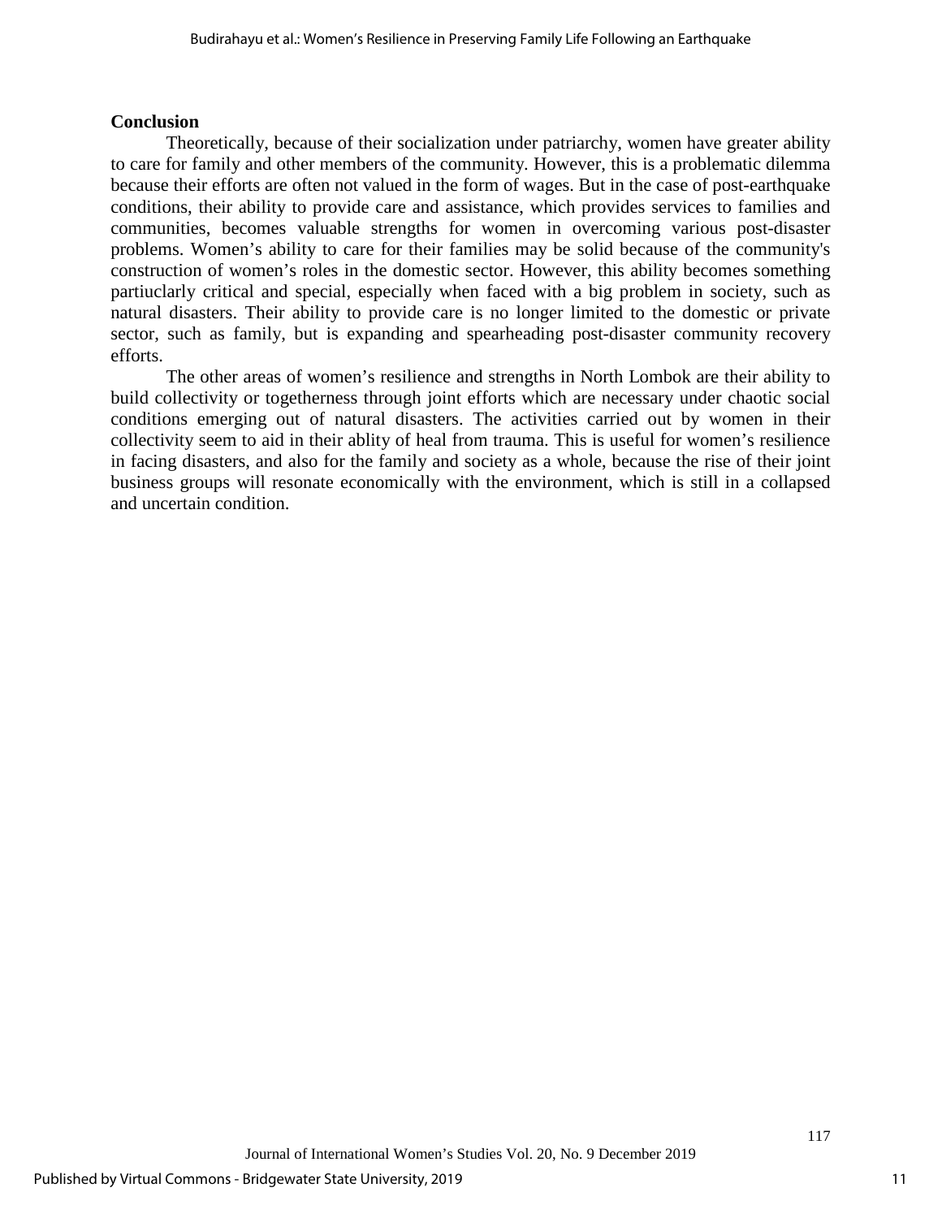## Conclusion

Theoretically, because of their socialization under patriarchy, women have greater ability to care for family and other members of the community. However, this is a problematic dilemma because their efforts are often not valued in the form of wages. But in the case of post-earthquake conditions, their ability to provide care and assistance, which provides services to families and communities, becomes valuable strengths for women in overcoming various post-disaster problems. Women's ability to care for their families may be solid because of the community's construction of women's roles in the domestic sector. However, this ability becomes something partiuclarly critical and special, especially when faced with a big problem in society, such as natural disasters. Their ability to provide care is no longer limited to the domestic or private sector, such as family, but is expanding and spearheading post-disaster community recovery efforts.

The other areas of women's resilience and strengths in North Lombok are their ability to build collectivity or togetherness through joint efforts which are necessary under chaotic social conditions emerging out of natural disasters. The activities carried out by women in their collectivity seem to aid in their ablity of heal from trauma. This is useful for women's resilience in facing disasters, and also for the family and society as a whole, because the rise of their joint business groups will resonate economically with the environment, which is still in a collapsed and uncertain condition.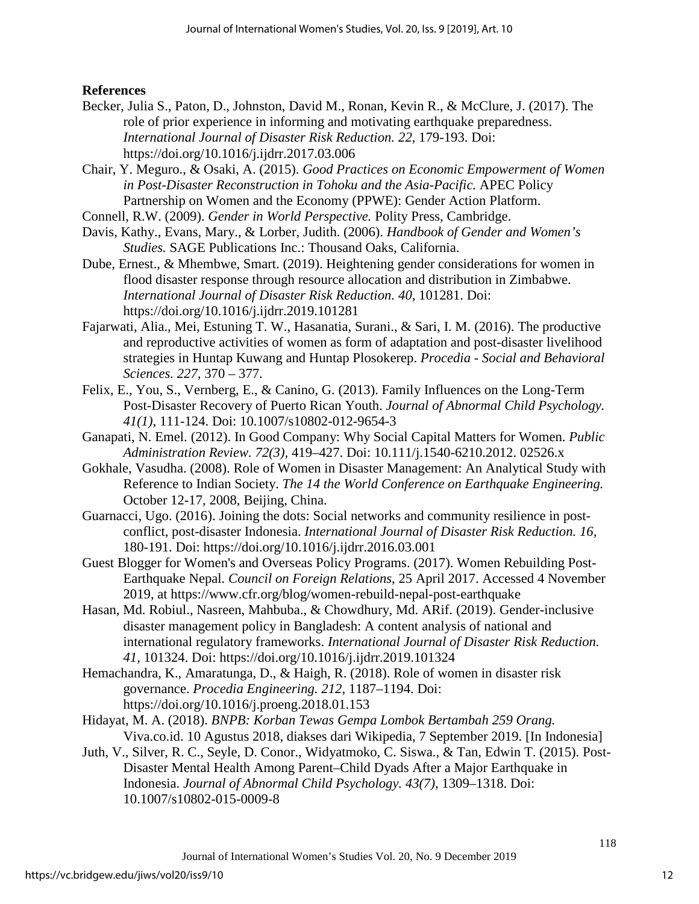## References

Becker, Julia S., Paton, D., Johnston, David M., Ronan, Kevin R., & McClure, J. (2017). The role of prior experience in informing and motivating earthquake preparedness. *International Journal of Disaster Risk Reduction. 22*, 179-193. Doi: https://doi.org/10.1016/j.ijdrr.2017.03.006

Chair, Y. Meguro., & Osaki, A. (2015). *Good Practices on Economic Empowerment of Women in Post-Disaster Reconstruction in Tohoku and the Asia-Pacific.* APEC Policy Partnership on Women and the Economy (PPWE): Gender Action Platform.

Connell, R.W. (2009). *Gender in World Perspective.* Polity Press, Cambridge.

Davis, Kathy., Evans, Mary., & Lorber, Judith. (2006). *Handbook of Gender and Women's Studies.* SAGE Publications Inc.: Thousand Oaks, California.

Dube, Ernest., & Mhembwe, Smart. (2019). Heightening gender considerations for women in flood disaster response through resource allocation and distribution in Zimbabwe. *International Journal of Disaster Risk Reduction. 40*, 101281. Doi: https://doi.org/10.1016/j.ijdrr.2019.101281

Fajarwati, Alia., Mei, Estuning T. W., Hasanatia, Surani., & Sari, I. M. (2016). The productive and reproductive activities of women as form of adaptation and post-disaster livelihood strategies in Huntap Kuwang and Huntap Plosokerep. *Procedia - Social and Behavioral Sciences. 227*, 370 – 377.

Felix, E., You, S., Vernberg, E., & Canino, G. (2013). Family Influences on the Long-Term Post-Disaster Recovery of Puerto Rican Youth. *Journal of Abnormal Child Psychology. 41(1)*, 111-124. Doi: 10.1007/s10802-012-9654-3

Ganapati, N. Emel. (2012). In Good Company: Why Social Capital Matters for Women. *Public Administration Review. 72(3)*, 419–427. Doi: 10.111/j.1540-6210.2012. 02526.x

Gokhale, Vasudha. (2008). Role of Women in Disaster Management: An Analytical Study with Reference to Indian Society. *The 14 the World Conference on Earthquake Engineering.* October 12-17, 2008, Beijing, China.

Guarnacci, Ugo. (2016). Joining the dots: Social networks and community resilience in post-conflict, post-disaster Indonesia. *International Journal of Disaster Risk Reduction. 16*, 180-191. Doi: https://doi.org/10.1016/j.ijdrr.2016.03.001

Guest Blogger for Women's and Overseas Policy Programs. (2017). Women Rebuilding Post-Earthquake Nepal. *Council on Foreign Relations*, 25 April 2017. Accessed 4 November 2019, at https://www.cfr.org/blog/women-rebuild-nepal-post-earthquake

Hasan, Md. Robiul., Nasreen, Mahbuba., & Chowdhury, Md. ARif. (2019). Gender-inclusive disaster management policy in Bangladesh: A content analysis of national and international regulatory frameworks. *International Journal of Disaster Risk Reduction. 41*, 101324. Doi: https://doi.org/10.1016/j.ijdrr.2019.101324

Hemachandra, K., Amaratunga, D., & Haigh, R. (2018). Role of women in disaster risk governance. *Procedia Engineering. 212*, 1187–1194. Doi: https://doi.org/10.1016/j.proeng.2018.01.153

Hidayat, M. A. (2018). *BNPB: Korban Tewas Gempa Lombok Bertambah 259 Orang.* Viva.co.id. 10 Agustus 2018, diakses dari Wikipedia, 7 September 2019. [In Indonesia]

Juth, V., Silver, R. C., Seyle, D. Conor., Widyatmoko, C. Siswa., & Tan, Edwin T. (2015). Post-Disaster Mental Health Among Parent–Child Dyads After a Major Earthquake in Indonesia. *Journal of Abnormal Child Psychology. 43(7)*, 1309–1318. Doi: 10.1007/s10802-015-0009-8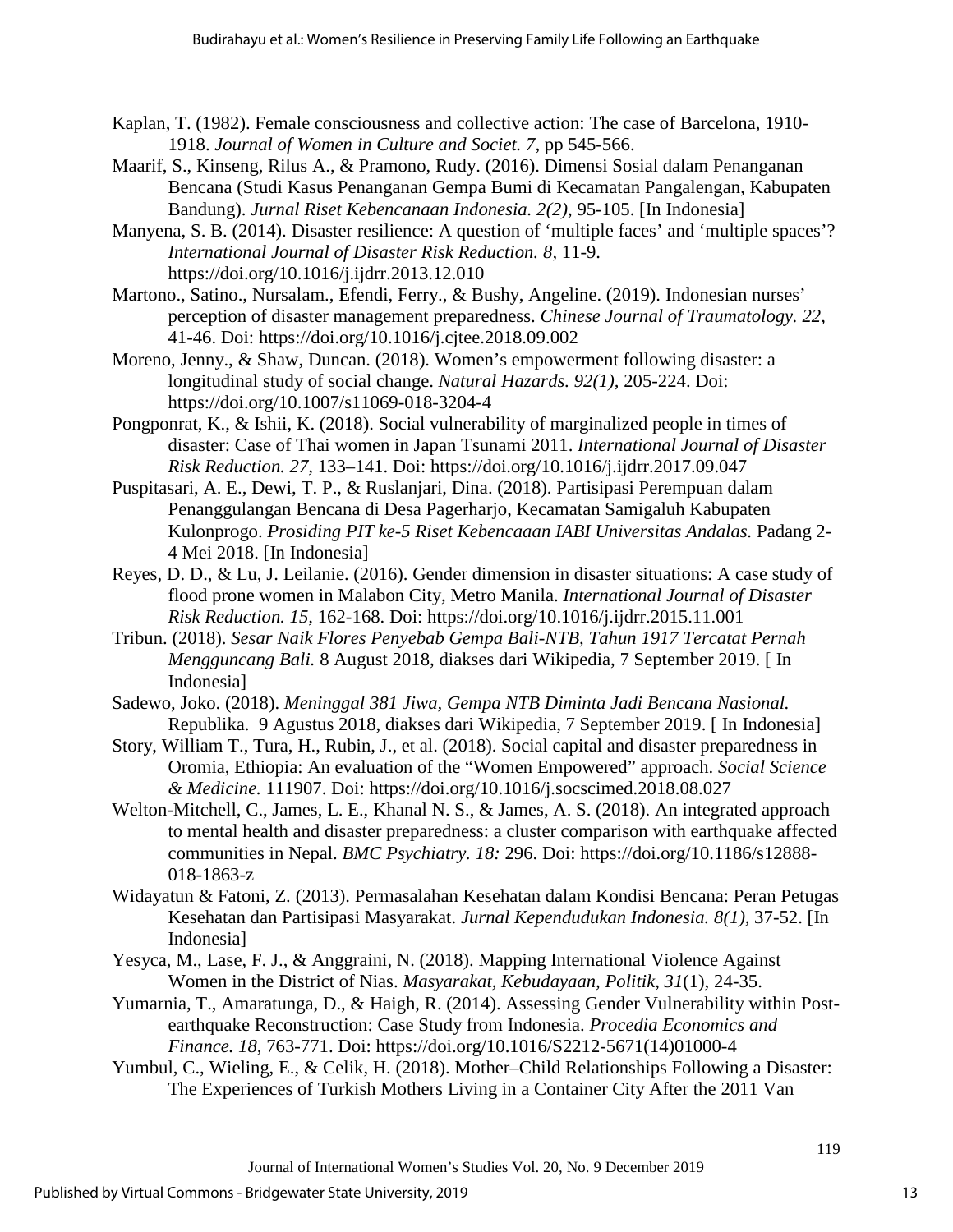Kaplan, T. (1982). Female consciousness and collective action: The case of Barcelona, 1910-1918. *Journal of Women in Culture and Societ. 7,* pp 545-566.

Maarif, S., Kinseng, Rilus A., & Pramono, Rudy. (2016). Dimensi Sosial dalam Penanganan Bencana (Studi Kasus Penanganan Gempa Bumi di Kecamatan Pangalengan, Kabupaten Bandung). *Jurnal Riset Kebencanaan Indonesia. 2(2),* 95-105. [In Indonesia]

Manyena, S. B. (2014). Disaster resilience: A question of 'multiple faces' and 'multiple spaces'? *International Journal of Disaster Risk Reduction. 8,* 11-9. https://doi.org/10.1016/j.ijdrr.2013.12.010

Martono., Satino., Nursalam., Efendi, Ferry., & Bushy, Angeline. (2019). Indonesian nurses' perception of disaster management preparedness. *Chinese Journal of Traumatology. 22,* 41-46. Doi: https://doi.org/10.1016/j.cjtee.2018.09.002

Moreno, Jenny., & Shaw, Duncan. (2018). Women's empowerment following disaster: a longitudinal study of social change. *Natural Hazards. 92(1),* 205-224. Doi: https://doi.org/10.1007/s11069-018-3204-4

Pongponrat, K., & Ishii, K. (2018). Social vulnerability of marginalized people in times of disaster: Case of Thai women in Japan Tsunami 2011. *International Journal of Disaster Risk Reduction. 27,* 133–141. Doi: https://doi.org/10.1016/j.ijdrr.2017.09.047

Puspitasari, A. E., Dewi, T. P., & Ruslanjari, Dina. (2018). Partisipasi Perempuan dalam Penanggulangan Bencana di Desa Pagerharjo, Kecamatan Samigaluh Kabupaten Kulonprogo. *Prosiding PIT ke-5 Riset Kebencaaan IABI Universitas Andalas.* Padang 2-4 Mei 2018. [In Indonesia]

Reyes, D. D., & Lu, J. Leilanie. (2016). Gender dimension in disaster situations: A case study of flood prone women in Malabon City, Metro Manila. *International Journal of Disaster Risk Reduction. 15,* 162-168. Doi: https://doi.org/10.1016/j.ijdrr.2015.11.001

Tribun. (2018). *Sesar Naik Flores Penyebab Gempa Bali-NTB, Tahun 1917 Tercatat Pernah Mengguncang Bali.* 8 August 2018, diakses dari Wikipedia, 7 September 2019. [ In Indonesia]

Sadewo, Joko. (2018). *Meninggal 381 Jiwa, Gempa NTB Diminta Jadi Bencana Nasional.* Republika. 9 Agustus 2018, diakses dari Wikipedia, 7 September 2019. [ In Indonesia]

Story, William T., Tura, H., Rubin, J., et al. (2018). Social capital and disaster preparedness in Oromia, Ethiopia: An evaluation of the "Women Empowered" approach. *Social Science & Medicine.* 111907. Doi: https://doi.org/10.1016/j.socscimed.2018.08.027

Welton-Mitchell, C., James, L. E., Khanal N. S., & James, A. S. (2018). An integrated approach to mental health and disaster preparedness: a cluster comparison with earthquake affected communities in Nepal. *BMC Psychiatry. 18:* 296. Doi: https://doi.org/10.1186/s12888-018-1863-z

Widayatun & Fatoni, Z. (2013). Permasalahan Kesehatan dalam Kondisi Bencana: Peran Petugas Kesehatan dan Partisipasi Masyarakat. *Jurnal Kependudukan Indonesia. 8(1),* 37-52. [In Indonesia]

Yesyca, M., Lase, F. J., & Anggraini, N. (2018). Mapping International Violence Against Women in the District of Nias. *Masyarakat, Kebudayaan, Politik*, *31*(1), 24-35.

Yumarnia, T., Amaratunga, D., & Haigh, R. (2014). Assessing Gender Vulnerability within Post-earthquake Reconstruction: Case Study from Indonesia. *Procedia Economics and Finance. 18*, 763-771. Doi: https://doi.org/10.1016/S2212-5671(14)01000-4

Yumbul, C., Wieling, E., & Celik, H. (2018). Mother–Child Relationships Following a Disaster: The Experiences of Turkish Mothers Living in a Container City After the 2011 Van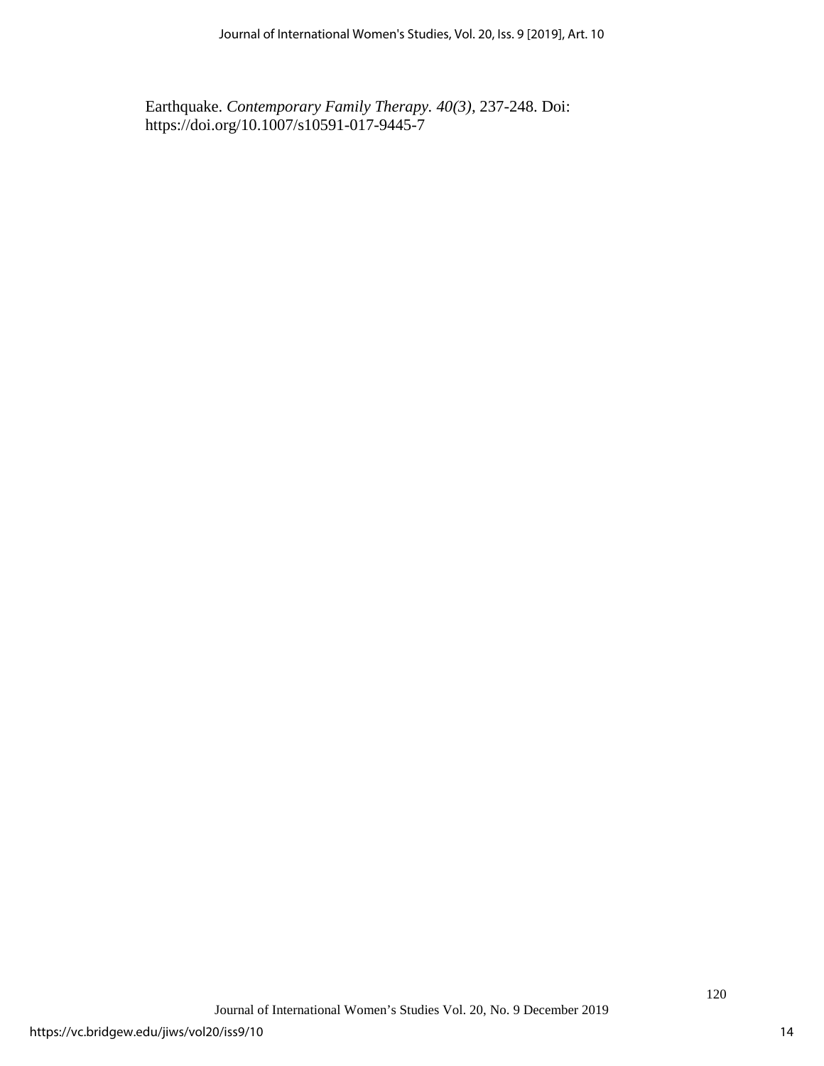Earthquake. *Contemporary Family Therapy. 40(3)*, 237-248. Doi: https://doi.org/10.1007/s10591-017-9445-7